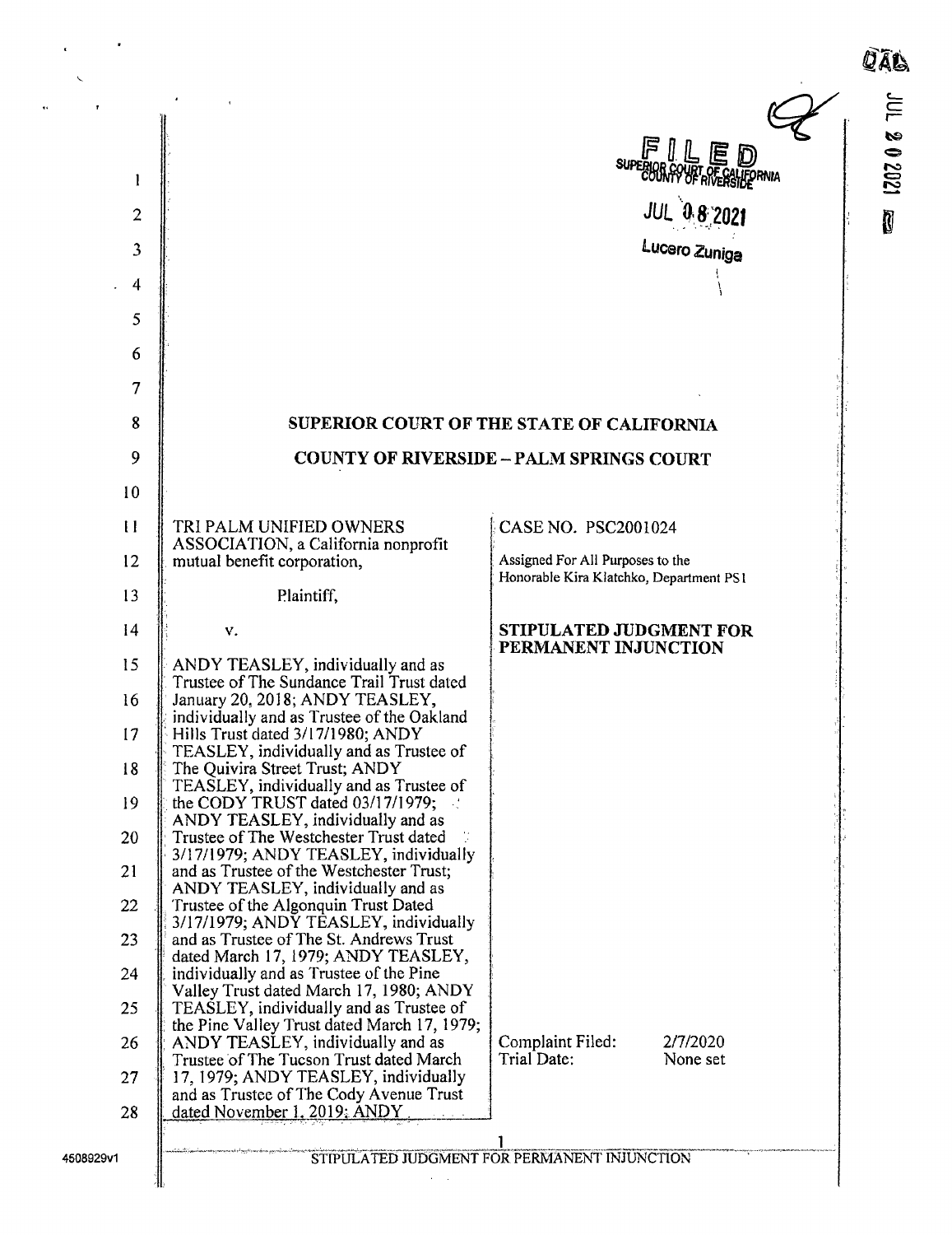FILED
SUPERIOR COURT OF CALIFORNIA
COUNTY OF RIVERSIDE

JUL 08 2021

Lucero Zuniga

# SUPERIOR COURT OF THE STATE OF CALIFORNIA

# COUNTY OF RIVERSIDE – PALM SPRINGS COURT

| | |
|---|---|
| TRI PALM UNIFIED OWNERS ASSOCIATION, a California nonprofit mutual benefit corporation,<br><br>Plaintiff,<br><br>v.<br><br>ANDY TEASLEY, individually and as Trustee of The Sundance Trail Trust dated January 20, 2018; ANDY TEASLEY, individually and as Trustee of the Oakland Hills Trust dated 3/17/1980; ANDY TEASLEY, individually and as Trustee of The Quivira Street Trust; ANDY TEASLEY, individually and as Trustee of the CODY TRUST dated 03/17/1979; ANDY TEASLEY, individually and as Trustee of The Westchester Trust dated 3/17/1979; ANDY TEASLEY, individually and as Trustee of the Westchester Trust; ANDY TEASLEY, individually and as Trustee of the Algonquin Trust Dated 3/17/1979; ANDY TEASLEY, individually and as Trustee of The St. Andrews Trust dated March 17, 1979; ANDY TEASLEY, individually and as Trustee of the Pine Valley Trust dated March 17, 1980; ANDY TEASLEY, individually and as Trustee of the Pine Valley Trust dated March 17, 1979; ANDY TEASLEY, individually and as Trustee of The Tucson Trust dated March 17, 1979; ANDY TEASLEY, individually and as Trustee of The Cody Avenue Trust dated November 1, 2019; ANDY | CASE NO. PSC2001024<br><br>Assigned For All Purposes to the Honorable Kira Klatchko, Department PS1<br><br>**STIPULATED JUDGMENT FOR PERMANENT INJUNCTION**<br><br>Complaint Filed: 2/7/2020<br>Trial Date: None set |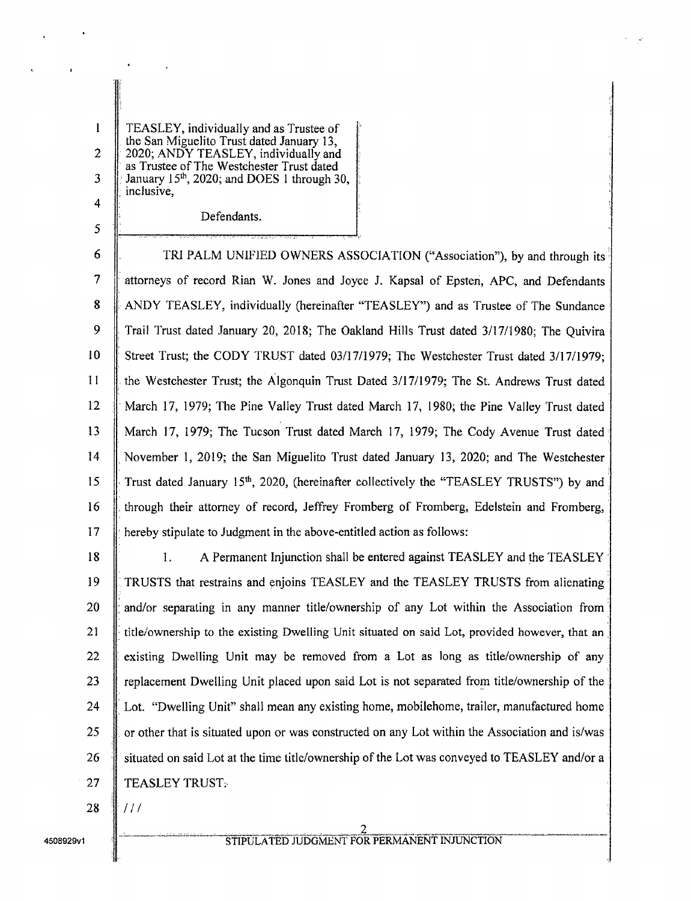TEASLEY, individually and as Trustee of the San Miguelito Trust dated January 13, 2020; ANDY TEASLEY, individually and as Trustee of The Westchester Trust dated January 15th, 2020; and DOES 1 through 30, inclusive,

Defendants.

TRI PALM UNIFIED OWNERS ASSOCIATION ("Association"), by and through its attorneys of record Rian W. Jones and Joyce J. Kapsal of Epsten, APC, and Defendants ANDY TEASLEY, individually (hereinafter "TEASLEY") and as Trustee of The Sundance Trail Trust dated January 20, 2018; The Oakland Hills Trust dated 3/17/1980; The Quivira Street Trust; the CODY TRUST dated 03/17/1979; The Westchester Trust dated 3/17/1979; the Westchester Trust; the Algonquin Trust Dated 3/17/1979; The St. Andrews Trust dated March 17, 1979; The Pine Valley Trust dated March 17, 1980; the Pine Valley Trust dated March 17, 1979; The Tucson Trust dated March 17, 1979; The Cody Avenue Trust dated November 1, 2019; the San Miguelito Trust dated January 13, 2020; and The Westchester Trust dated January 15th, 2020, (hereinafter collectively the "TEASLEY TRUSTS") by and through their attorney of record, Jeffrey Fromberg of Fromberg, Edelstein and Fromberg, hereby stipulate to Judgment in the above-entitled action as follows:

1. A Permanent Injunction shall be entered against TEASLEY and the TEASLEY TRUSTS that restrains and enjoins TEASLEY and the TEASLEY TRUSTS from alienating and/or separating in any manner title/ownership of any Lot within the Association from title/ownership to the existing Dwelling Unit situated on said Lot, provided however, that an existing Dwelling Unit may be removed from a Lot as long as title/ownership of any replacement Dwelling Unit placed upon said Lot is not separated from title/ownership of the Lot. "Dwelling Unit" shall mean any existing home, mobilehome, trailer, manufactured home or other that is situated upon or was constructed on any Lot within the Association and is/was situated on said Lot at the time title/ownership of the Lot was conveyed to TEASLEY and/or a TEASLEY TRUST.

///

STIPULATED JUDGMENT FOR PERMANENT INJUNCTION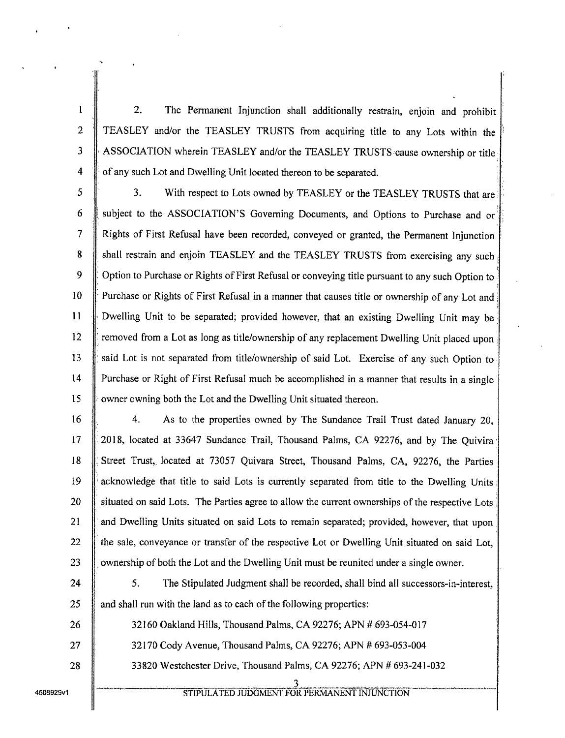2. The Permanent Injunction shall additionally restrain, enjoin and prohibit TEASLEY and/or the TEASLEY TRUSTS from acquiring title to any Lots within the ASSOCIATION wherein TEASLEY and/or the TEASLEY TRUSTS cause ownership or title of any such Lot and Dwelling Unit located thereon to be separated.

3. With respect to Lots owned by TEASLEY or the TEASLEY TRUSTS that are subject to the ASSOCIATION'S Governing Documents, and Options to Purchase and or Rights of First Refusal have been recorded, conveyed or granted, the Permanent Injunction shall restrain and enjoin TEASLEY and the TEASLEY TRUSTS from exercising any such Option to Purchase or Rights of First Refusal or conveying title pursuant to any such Option to Purchase or Rights of First Refusal in a manner that causes title or ownership of any Lot and Dwelling Unit to be separated; provided however, that an existing Dwelling Unit may be removed from a Lot as long as title/ownership of any replacement Dwelling Unit placed upon said Lot is not separated from title/ownership of said Lot. Exercise of any such Option to Purchase or Right of First Refusal much be accomplished in a manner that results in a single owner owning both the Lot and the Dwelling Unit situated thereon.

4. As to the properties owned by The Sundance Trail Trust dated January 20, 2018, located at 33647 Sundance Trail, Thousand Palms, CA 92276, and by The Quivira Street Trust, located at 73057 Quivara Street, Thousand Palms, CA, 92276, the Parties acknowledge that title to said Lots is currently separated from title to the Dwelling Units situated on said Lots. The Parties agree to allow the current ownerships of the respective Lots and Dwelling Units situated on said Lots to remain separated; provided, however, that upon the sale, conveyance or transfer of the respective Lot or Dwelling Unit situated on said Lot, ownership of both the Lot and the Dwelling Unit must be reunited under a single owner.

5. The Stipulated Judgment shall be recorded, shall bind all successors-in-interest, and shall run with the land as to each of the following properties:

32160 Oakland Hills, Thousand Palms, CA 92276; APN # 693-054-017

32170 Cody Avenue, Thousand Palms, CA 92276; APN # 693-053-004

33820 Westchester Drive, Thousand Palms, CA 92276; APN # 693-241-032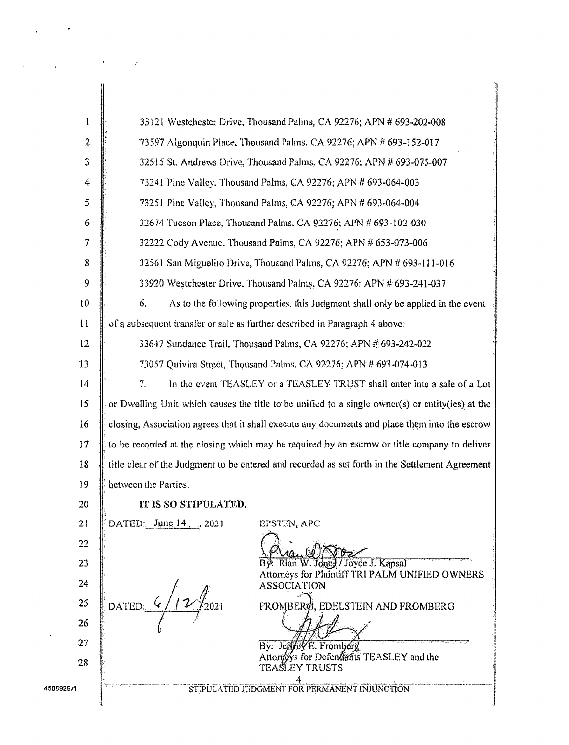33121 Westchester Drive, Thousand Palms, CA 92276; APN # 693-202-008

73597 Algonquin Place, Thousand Palms, CA 92276; APN # 693-152-017

32515 St. Andrews Drive, Thousand Palms, CA 92276; APN # 693-075-007

73241 Pine Valley, Thousand Palms, CA 92276; APN # 693-064-003

73251 Pine Valley, Thousand Palms, CA 92276; APN # 693-064-004

32674 Tucson Place, Thousand Palms, CA 92276; APN # 693-102-030

32222 Cody Avenue, Thousand Palms, CA 92276; APN # 653-073-006

32561 San Miguelito Drive, Thousand Palms, CA 92276; APN # 693-111-016

33920 Westchester Drive, Thousand Palms, CA 92276; APN # 693-241-037

6. As to the following properties, this Judgment shall only be applied in the event of a subsequent transfer or sale as further described in Paragraph 4 above:

33647 Sundance Trail, Thousand Palms, CA 92276; APN # 693-242-022

73057 Quivira Street, Thousand Palms, CA 92276; APN # 693-074-013

7. In the event TEASLEY or a TEASLEY TRUST shall enter into a sale of a Lot or Dwelling Unit which causes the title to be unified to a single owner(s) or entity(ies) at the closing, Association agrees that it shall execute any documents and place them into the escrow to be recorded at the closing which may be required by an escrow or title company to deliver title clear of the Judgment to be entered and recorded as set forth in the Settlement Agreement between the Parties.

**IT IS SO STIPULATED.**

DATED: June 14, 2021

EPSTEN, APC

By: Rian W. Jones / Joyce J. Kapsal
Attorneys for Plaintiff TRI PALM UNIFIED OWNERS ASSOCIATION

DATED: 6/12/2021

FROMBERG, EDELSTEIN AND FROMBERG

By: Jeffrey E. Fromberg
Attorneys for Defendants TEASLEY and the TEASLEY TRUSTS

STIPULATED JUDGMENT FOR PERMANENT INJUNCTION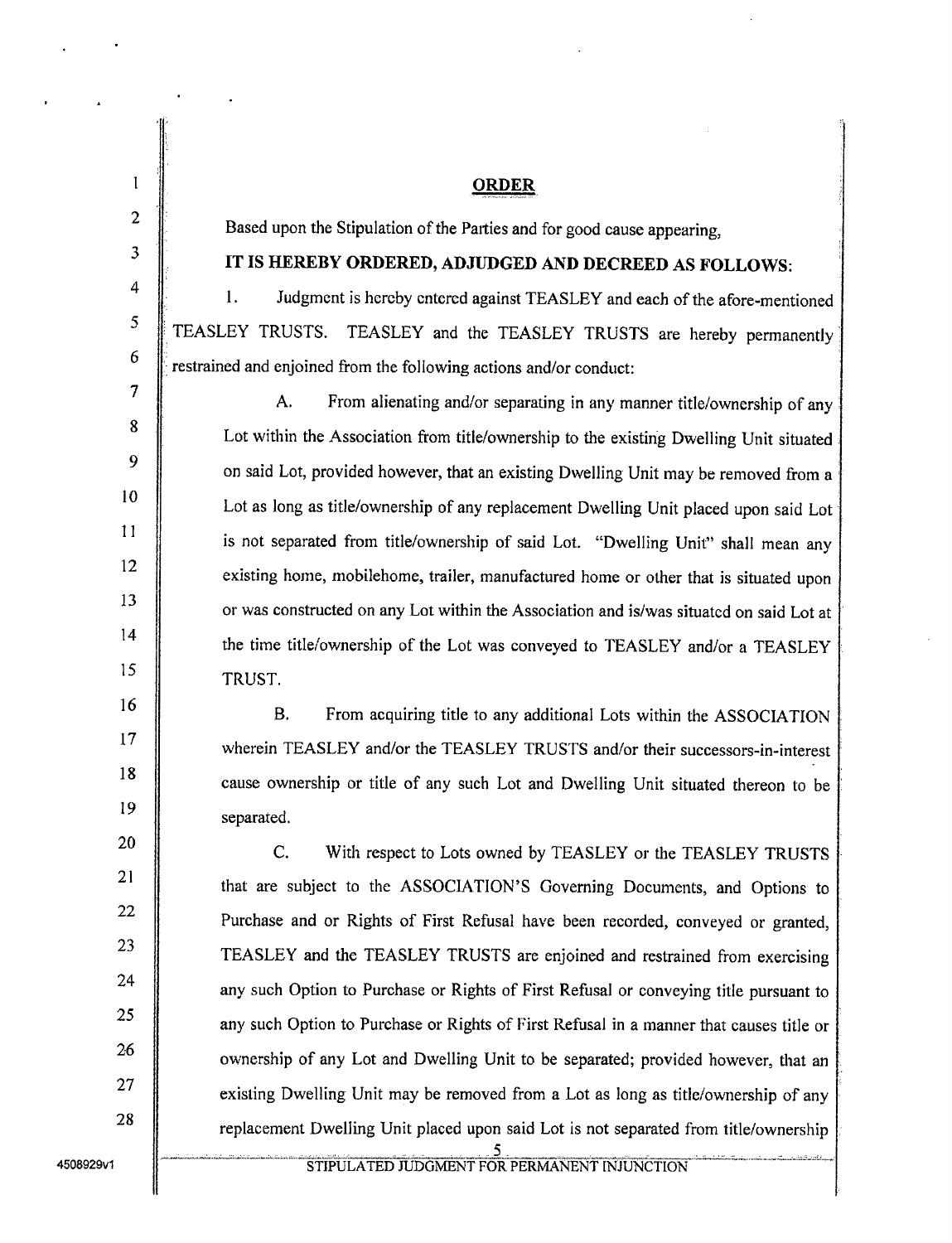## ORDER

Based upon the Stipulation of the Parties and for good cause appearing,

**IT IS HEREBY ORDERED, ADJUDGED AND DECREED AS FOLLOWS:**

1. Judgment is hereby entered against TEASLEY and each of the afore-mentioned TEASLEY TRUSTS. TEASLEY and the TEASLEY TRUSTS are hereby permanently restrained and enjoined from the following actions and/or conduct:

   A. From alienating and/or separating in any manner title/ownership of any Lot within the Association from title/ownership to the existing Dwelling Unit situated on said Lot, provided however, that an existing Dwelling Unit may be removed from a Lot as long as title/ownership of any replacement Dwelling Unit placed upon said Lot is not separated from title/ownership of said Lot. "Dwelling Unit" shall mean any existing home, mobilehome, trailer, manufactured home or other that is situated upon or was constructed on any Lot within the Association and is/was situated on said Lot at the time title/ownership of the Lot was conveyed to TEASLEY and/or a TEASLEY TRUST.

   B. From acquiring title to any additional Lots within the ASSOCIATION wherein TEASLEY and/or the TEASLEY TRUSTS and/or their successors-in-interest cause ownership or title of any such Lot and Dwelling Unit situated thereon to be separated.

   C. With respect to Lots owned by TEASLEY or the TEASLEY TRUSTS that are subject to the ASSOCIATION'S Governing Documents, and Options to Purchase and or Rights of First Refusal have been recorded, conveyed or granted, TEASLEY and the TEASLEY TRUSTS are enjoined and restrained from exercising any such Option to Purchase or Rights of First Refusal or conveying title pursuant to any such Option to Purchase or Rights of First Refusal in a manner that causes title or ownership of any Lot and Dwelling Unit to be separated; provided however, that an existing Dwelling Unit may be removed from a Lot as long as title/ownership of any replacement Dwelling Unit placed upon said Lot is not separated from title/ownership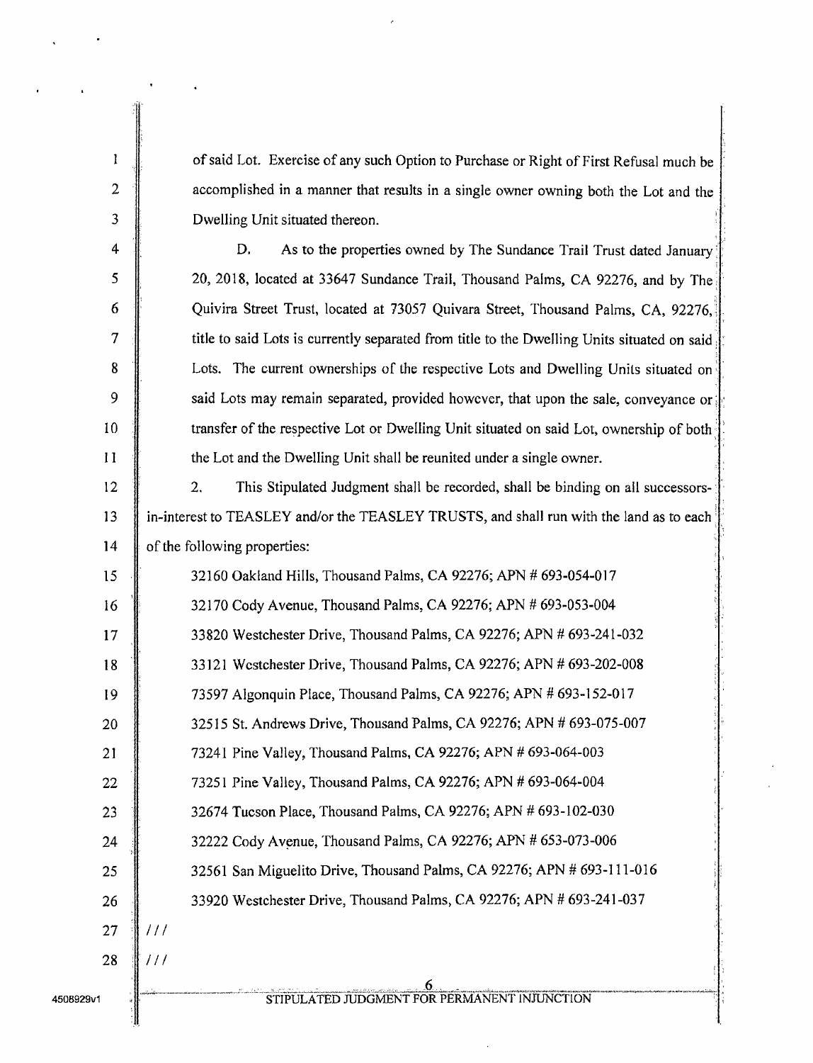of said Lot. Exercise of any such Option to Purchase or Right of First Refusal much be accomplished in a manner that results in a single owner owning both the Lot and the Dwelling Unit situated thereon.

D. As to the properties owned by The Sundance Trail Trust dated January 20, 2018, located at 33647 Sundance Trail, Thousand Palms, CA 92276, and by The Quivira Street Trust, located at 73057 Quivara Street, Thousand Palms, CA, 92276, title to said Lots is currently separated from title to the Dwelling Units situated on said Lots. The current ownerships of the respective Lots and Dwelling Units situated on said Lots may remain separated, provided however, that upon the sale, conveyance or transfer of the respective Lot or Dwelling Unit situated on said Lot, ownership of both the Lot and the Dwelling Unit shall be reunited under a single owner.

2. This Stipulated Judgment shall be recorded, shall be binding on all successors-in-interest to TEASLEY and/or the TEASLEY TRUSTS, and shall run with the land as to each of the following properties:

32160 Oakland Hills, Thousand Palms, CA 92276; APN # 693-054-017
32170 Cody Avenue, Thousand Palms, CA 92276; APN # 693-053-004
33820 Westchester Drive, Thousand Palms, CA 92276; APN # 693-241-032
33121 Westchester Drive, Thousand Palms, CA 92276; APN # 693-202-008
73597 Algonquin Place, Thousand Palms, CA 92276; APN # 693-152-017
32515 St. Andrews Drive, Thousand Palms, CA 92276; APN # 693-075-007
73241 Pine Valley, Thousand Palms, CA 92276; APN # 693-064-003
73251 Pine Valley, Thousand Palms, CA 92276; APN # 693-064-004
32674 Tucson Place, Thousand Palms, CA 92276; APN # 693-102-030
32222 Cody Avenue, Thousand Palms, CA 92276; APN # 653-073-006
32561 San Miguelito Drive, Thousand Palms, CA 92276; APN # 693-111-016
33920 Westchester Drive, Thousand Palms, CA 92276; APN # 693-241-037

///

///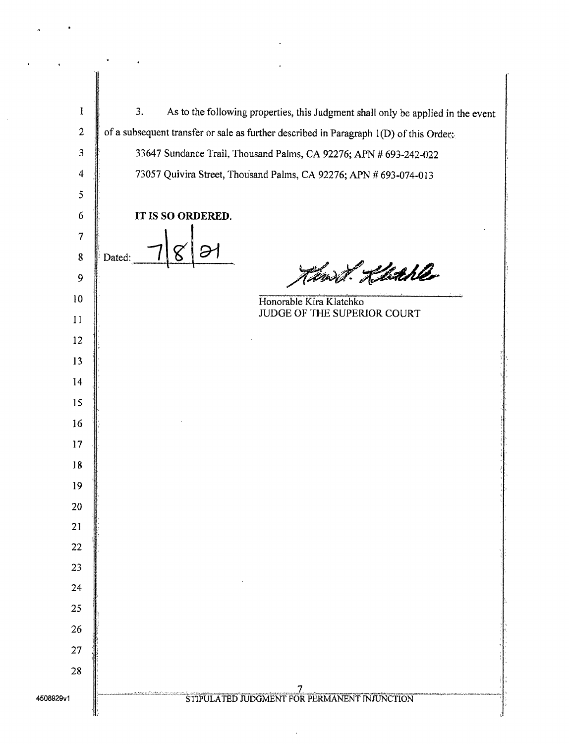3. As to the following properties, this Judgment shall only be applied in the event of a subsequent transfer or sale as further described in Paragraph 1(D) of this Order:

33647 Sundance Trail, Thousand Palms, CA 92276; APN # 693-242-022

73057 Quivira Street, Thousand Palms, CA 92276; APN # 693-074-013

**IT IS SO ORDERED.**

Dated: 7/8/21

Honorable Kira Klatchko
JUDGE OF THE SUPERIOR COURT

STIPULATED JUDGMENT FOR PERMANENT INJUNCTION